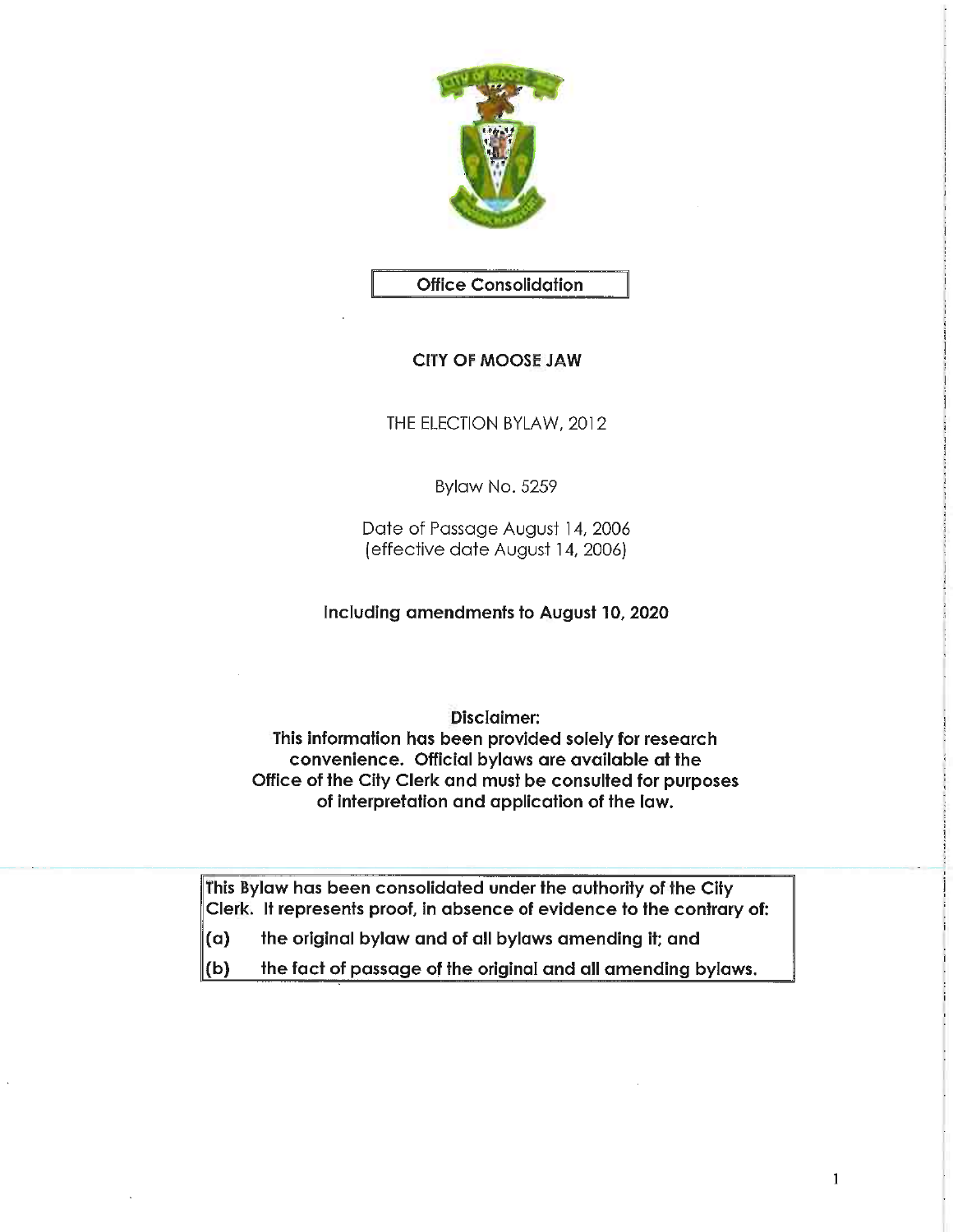**Office Consolidation**

**CITY OF MOOSE JAW**

THE ELECTION BYLAW, 2012

Bylaw No. 5259

Date of Passage August 14, 2006
(effective date August 14, 2006)

**Including amendments to August 10, 2020**

**Disclaimer:**
**This information has been provided solely for research convenience. Official bylaws are available at the Office of the City Clerk and must be consulted for purposes of interpretation and application of the law.**

**This Bylaw has been consolidated under the authority of the City Clerk. It represents proof, in absence of evidence to the contrary of:**

**(a) the original bylaw and of all bylaws amending it; and**

**(b) the fact of passage of the original and all amending bylaws.**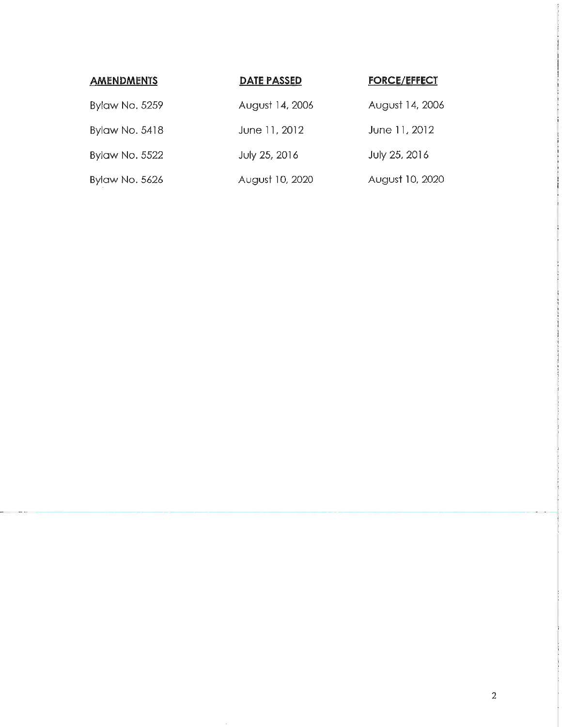| AMENDMENTS | DATE PASSED | FORCE/EFFECT |
| --- | --- | --- |
| Bylaw No. 5259 | August 14, 2006 | August 14, 2006 |
| Bylaw No. 5418 | June 11, 2012 | June 11, 2012 |
| Bylaw No. 5522 | July 25, 2016 | July 25, 2016 |
| Bylaw No. 5626 | August 10, 2020 | August 10, 2020 |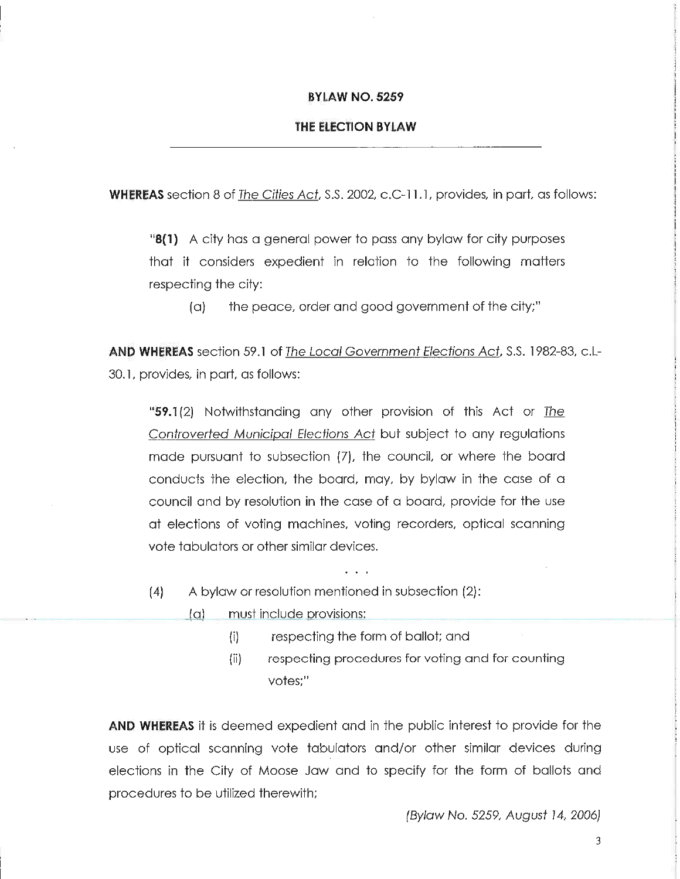# BYLAW NO. 5259

## THE ELECTION BYLAW

---

**WHEREAS** section 8 of The Cities Act, S.S. 2002, c.C-11.1, provides, in part, as follows:

> "**8(1)** A city has a general power to pass any bylaw for city purposes that it considers expedient in relation to the following matters respecting the city:
>
> (a) the peace, order and good government of the city;"

**AND WHEREAS** section 59.1 of The Local Government Elections Act, S.S. 1982-83, c.L-30.1, provides, in part, as follows:

> "**59.1**(2) Notwithstanding any other provision of this Act or The Controverted Municipal Elections Act but subject to any regulations made pursuant to subsection (7), the council, or where the board conducts the election, the board, may, by bylaw in the case of a council and by resolution in the case of a board, provide for the use at elections of voting machines, voting recorders, optical scanning vote tabulators or other similar devices.
>
> . . .
>
> (4) A bylaw or resolution mentioned in subsection (2):
>
> (a) must include provisions:
>
> (i) respecting the form of ballot; and
>
> (ii) respecting procedures for voting and for counting votes;"

**AND WHEREAS** it is deemed expedient and in the public interest to provide for the use of optical scanning vote tabulators and/or other similar devices during elections in the City of Moose Jaw and to specify for the form of ballots and procedures to be utilized therewith;

*(Bylaw No. 5259, August 14, 2006)*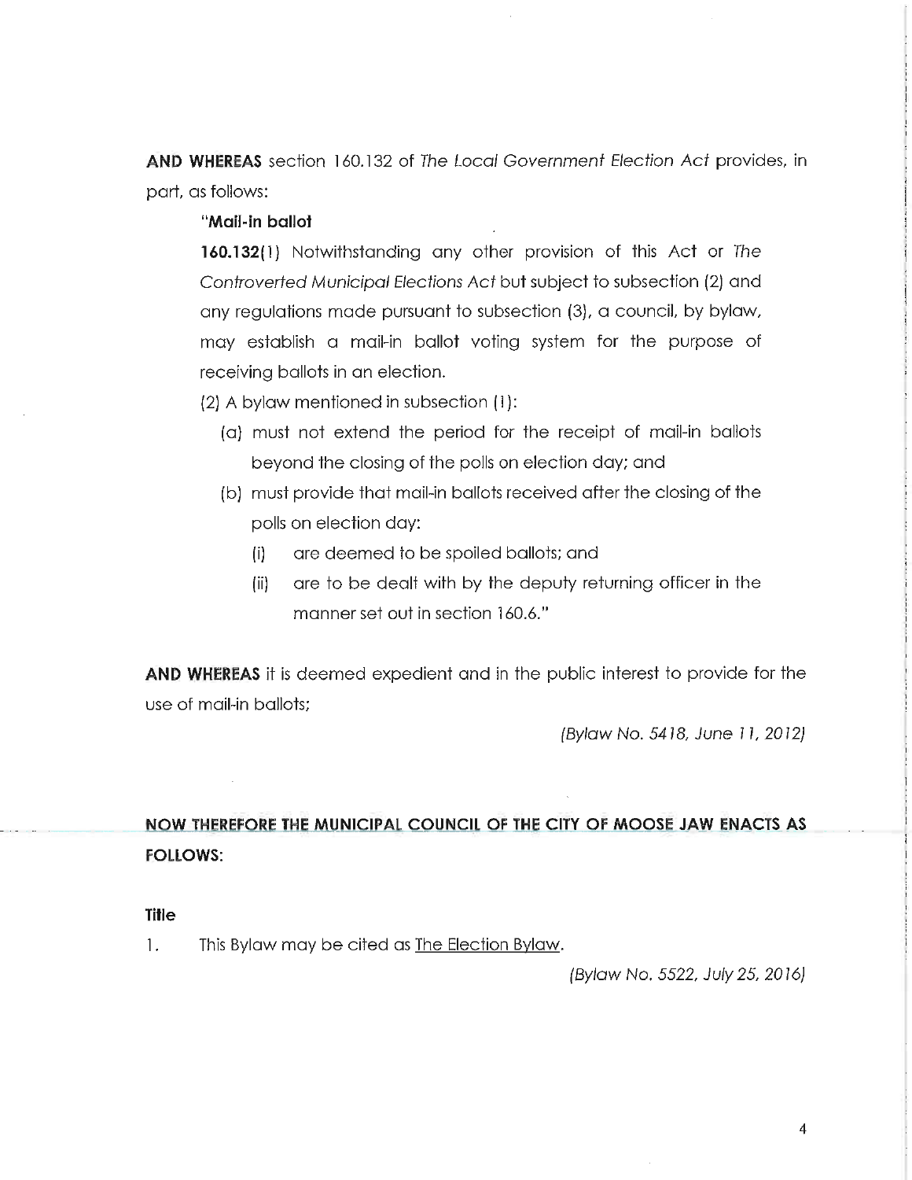**AND WHEREAS** section 160.132 of *The Local Government Election Act* provides, in part, as follows:

> "**Mail-in ballot**
>
> **160.132**(1) Notwithstanding any other provision of this Act or *The Controverted Municipal Elections Act* but subject to subsection (2) and any regulations made pursuant to subsection (3), a council, by bylaw, may establish a mail-in ballot voting system for the purpose of receiving ballots in an election.
>
> (2) A bylaw mentioned in subsection (1):
>
> (a) must not extend the period for the receipt of mail-in ballots beyond the closing of the polls on election day; and
>
> (b) must provide that mail-in ballots received after the closing of the polls on election day:
>
> (i) are deemed to be spoiled ballots; and
>
> (ii) are to be dealt with by the deputy returning officer in the manner set out in section 160.6."

**AND WHEREAS** it is deemed expedient and in the public interest to provide for the use of mail-in ballots;

*(Bylaw No. 5418, June 11, 2012)*

**NOW THEREFORE THE MUNICIPAL COUNCIL OF THE CITY OF MOOSE JAW ENACTS AS FOLLOWS:**

**Title**

1. This Bylaw may be cited as The Election Bylaw.

*(Bylaw No. 5522, July 25, 2016)*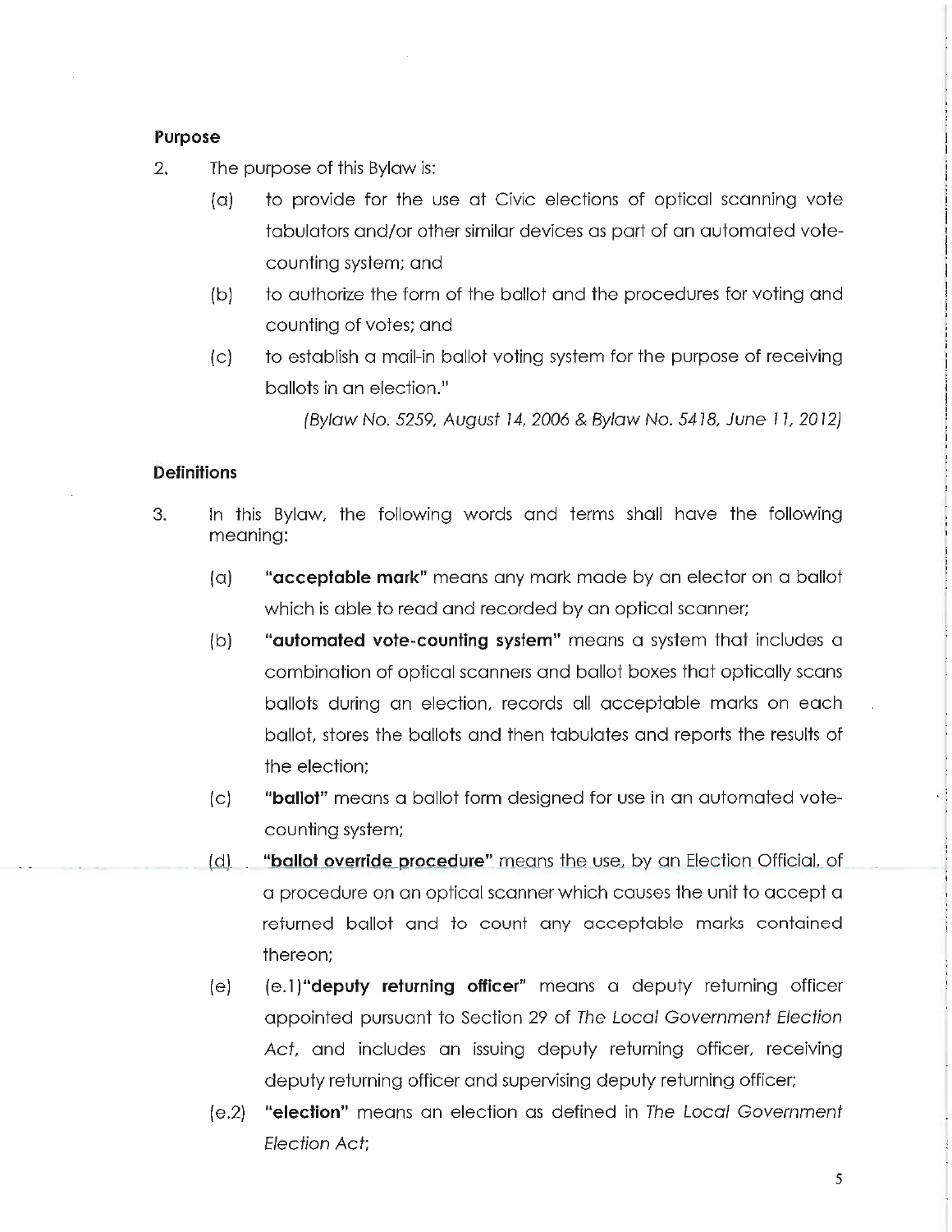**Purpose**

2. The purpose of this Bylaw is:

   (a) to provide for the use at Civic elections of optical scanning vote tabulators and/or other similar devices as part of an automated vote-counting system; and

   (b) to authorize the form of the ballot and the procedures for voting and counting of votes; and

   (c) to establish a mail-in ballot voting system for the purpose of receiving ballots in an election."

   *(Bylaw No. 5259, August 14, 2006 & Bylaw No. 5418, June 11, 2012)*

**Definitions**

3. In this Bylaw, the following words and terms shall have the following meaning:

   (a) **"acceptable mark"** means any mark made by an elector on a ballot which is able to read and recorded by an optical scanner;

   (b) **"automated vote-counting system"** means a system that includes a combination of optical scanners and ballot boxes that optically scans ballots during an election, records all acceptable marks on each ballot, stores the ballots and then tabulates and reports the results of the election;

   (c) **"ballot"** means a ballot form designed for use in an automated vote-counting system;

   (d) **"ballot override procedure"** means the use, by an Election Official, of a procedure on an optical scanner which causes the unit to accept a returned ballot and to count any acceptable marks contained thereon;

   (e) (e.1)**"deputy returning officer"** means a deputy returning officer appointed pursuant to Section 29 of *The Local Government Election Act*, and includes an issuing deputy returning officer, receiving deputy returning officer and supervising deputy returning officer;

   (e.2) **"election"** means an election as defined in *The Local Government Election Act*;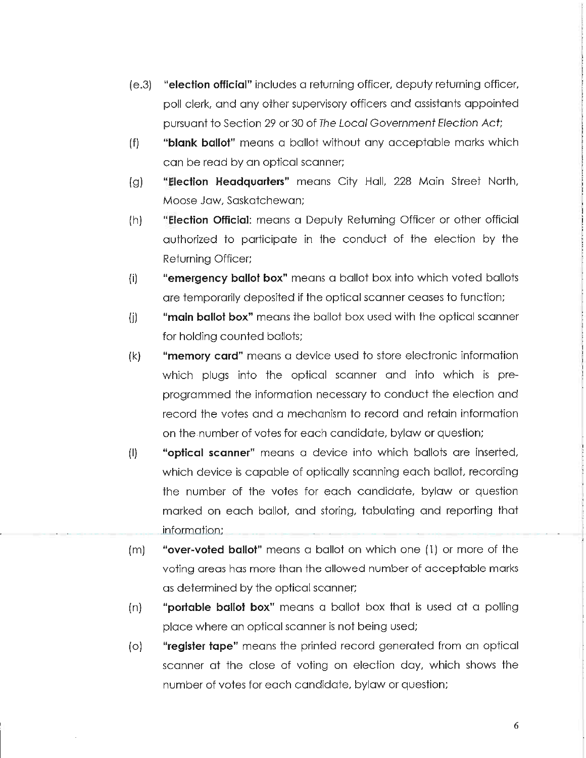(e.3) **"election official"** includes a returning officer, deputy returning officer, poll clerk, and any other supervisory officers and assistants appointed pursuant to Section 29 or 30 of *The Local Government Election Act*;

(f) **"blank ballot"** means a ballot without any acceptable marks which can be read by an optical scanner;

(g) **"Election Headquarters"** means City Hall, 228 Main Street North, Moose Jaw, Saskatchewan;

(h) **"Election Official**: means a Deputy Returning Officer or other official authorized to participate in the conduct of the election by the Returning Officer;

(i) **"emergency ballot box"** means a ballot box into which voted ballots are temporarily deposited if the optical scanner ceases to function;

(j) **"main ballot box"** means the ballot box used with the optical scanner for holding counted ballots;

(k) **"memory card"** means a device used to store electronic information which plugs into the optical scanner and into which is pre-programmed the information necessary to conduct the election and record the votes and a mechanism to record and retain information on the number of votes for each candidate, bylaw or question;

(l) **"optical scanner"** means a device into which ballots are inserted, which device is capable of optically scanning each ballot, recording the number of the votes for each candidate, bylaw or question marked on each ballot, and storing, tabulating and reporting that information;

(m) **"over-voted ballot"** means a ballot on which one (1) or more of the voting areas has more than the allowed number of acceptable marks as determined by the optical scanner;

(n) **"portable ballot box"** means a ballot box that is used at a polling place where an optical scanner is not being used;

(o) **"register tape"** means the printed record generated from an optical scanner at the close of voting on election day, which shows the number of votes for each candidate, bylaw or question;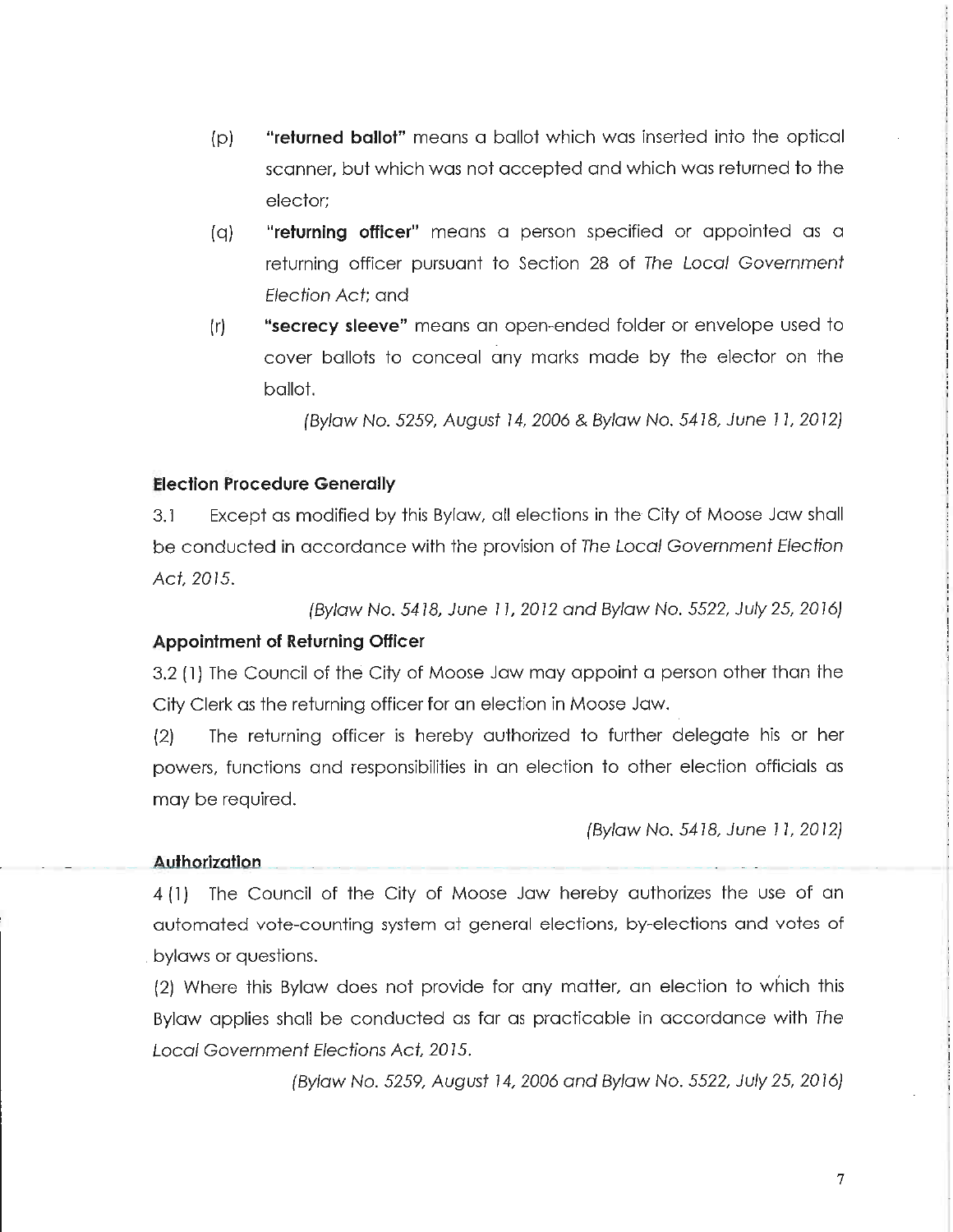(p) **"returned ballot"** means a ballot which was inserted into the optical scanner, but which was not accepted and which was returned to the elector;

(q) **"returning officer"** means a person specified or appointed as a returning officer pursuant to Section 28 of *The Local Government Election Act*; and

(r) **"secrecy sleeve"** means an open-ended folder or envelope used to cover ballots to conceal any marks made by the elector on the ballot.

*(Bylaw No. 5259, August 14, 2006 & Bylaw No. 5418, June 11, 2012)*

**Election Procedure Generally**

3.1 Except as modified by this Bylaw, all elections in the City of Moose Jaw shall be conducted in accordance with the provision of *The Local Government Election Act, 2015.*

*(Bylaw No. 5418, June 11, 2012 and Bylaw No. 5522, July 25, 2016)*

**Appointment of Returning Officer**

3.2 (1) The Council of the City of Moose Jaw may appoint a person other than the City Clerk as the returning officer for an election in Moose Jaw.

(2) The returning officer is hereby authorized to further delegate his or her powers, functions and responsibilities in an election to other election officials as may be required.

*(Bylaw No. 5418, June 11, 2012)*

**Authorization**

4 (1) The Council of the City of Moose Jaw hereby authorizes the use of an automated vote-counting system at general elections, by-elections and votes of bylaws or questions.

(2) Where this Bylaw does not provide for any matter, an election to which this Bylaw applies shall be conducted as far as practicable in accordance with *The Local Government Elections Act, 2015.*

*(Bylaw No. 5259, August 14, 2006 and Bylaw No. 5522, July 25, 2016)*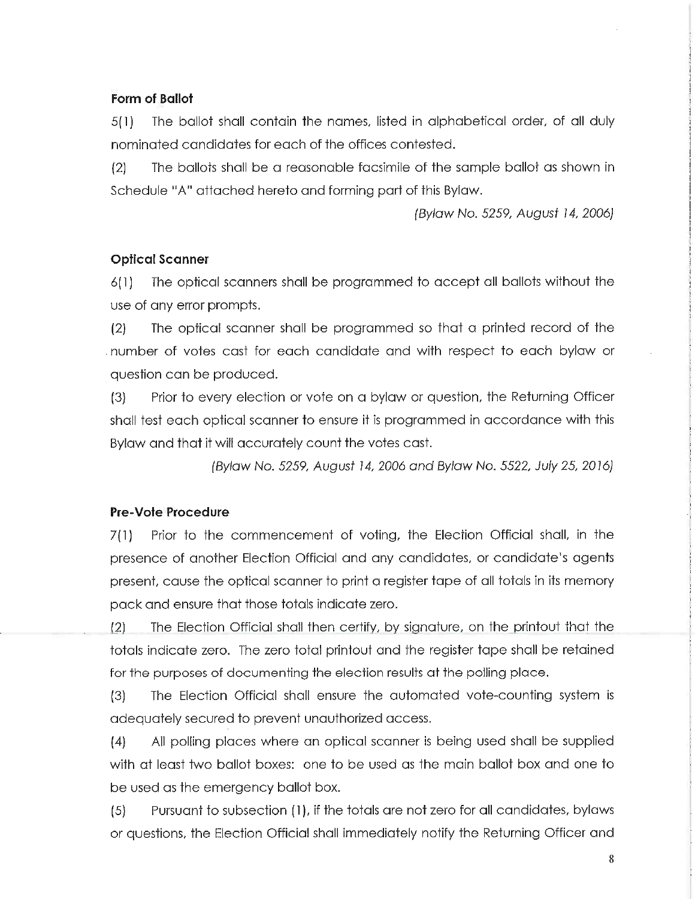### Form of Ballot

5(1) The ballot shall contain the names, listed in alphabetical order, of all duly nominated candidates for each of the offices contested.

(2) The ballots shall be a reasonable facsimile of the sample ballot as shown in Schedule "A" attached hereto and forming part of this Bylaw.

*(Bylaw No. 5259, August 14, 2006)*

### Optical Scanner

6(1) The optical scanners shall be programmed to accept all ballots without the use of any error prompts.

(2) The optical scanner shall be programmed so that a printed record of the number of votes cast for each candidate and with respect to each bylaw or question can be produced.

(3) Prior to every election or vote on a bylaw or question, the Returning Officer shall test each optical scanner to ensure it is programmed in accordance with this Bylaw and that it will accurately count the votes cast.

*(Bylaw No. 5259, August 14, 2006 and Bylaw No. 5522, July 25, 2016)*

### Pre-Vote Procedure

7(1) Prior to the commencement of voting, the Election Official shall, in the presence of another Election Official and any candidates, or candidate's agents present, cause the optical scanner to print a register tape of all totals in its memory pack and ensure that those totals indicate zero.

(2) The Election Official shall then certify, by signature, on the printout that the totals indicate zero. The zero total printout and the register tape shall be retained for the purposes of documenting the election results at the polling place.

(3) The Election Official shall ensure the automated vote-counting system is adequately secured to prevent unauthorized access.

(4) All polling places where an optical scanner is being used shall be supplied with at least two ballot boxes: one to be used as the main ballot box and one to be used as the emergency ballot box.

(5) Pursuant to subsection (1), if the totals are not zero for all candidates, bylaws or questions, the Election Official shall immediately notify the Returning Officer and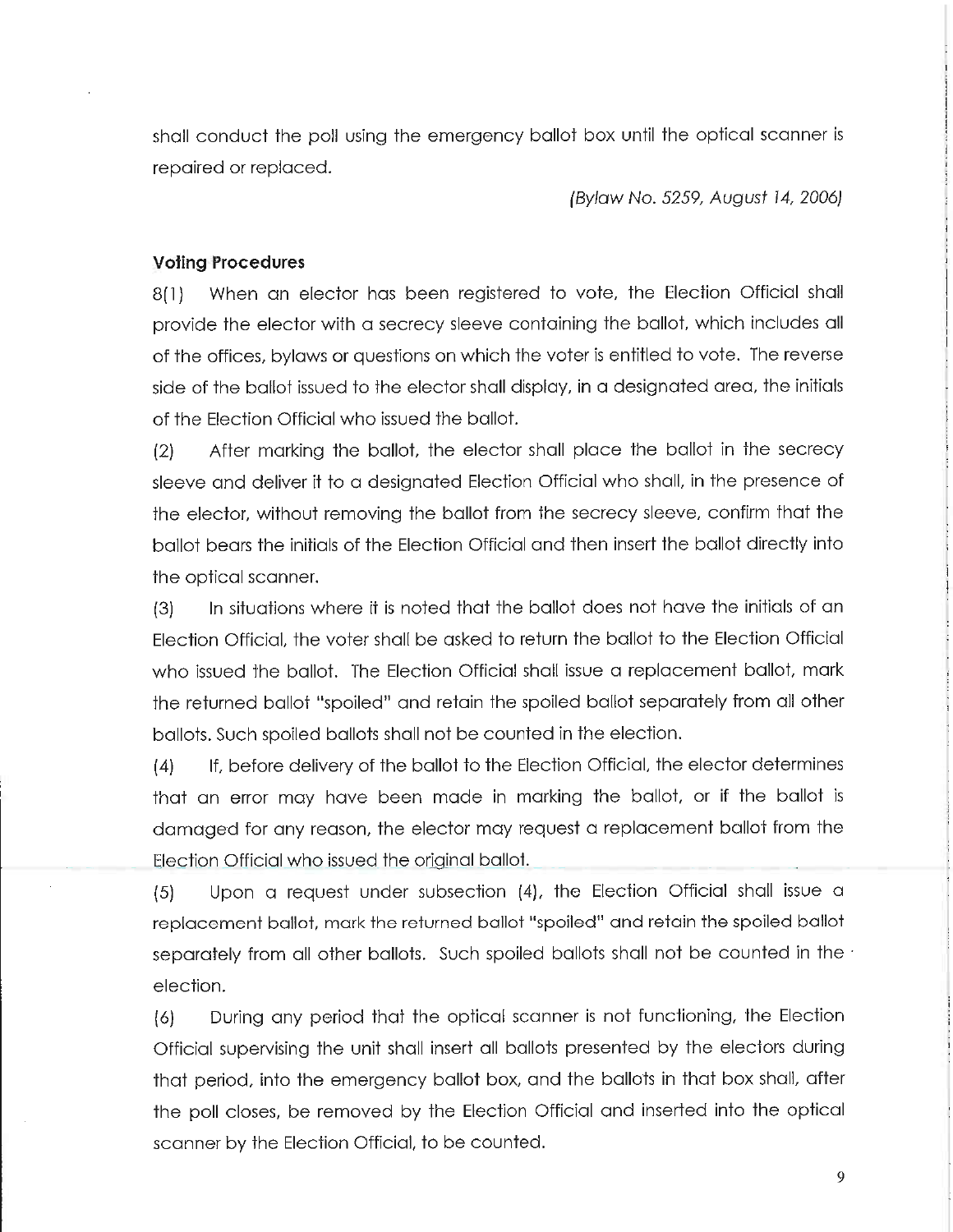shall conduct the poll using the emergency ballot box until the optical scanner is repaired or replaced.

*(Bylaw No. 5259, August 14, 2006)*

**Voting Procedures**

8(1) When an elector has been registered to vote, the Election Official shall provide the elector with a secrecy sleeve containing the ballot, which includes all of the offices, bylaws or questions on which the voter is entitled to vote. The reverse side of the ballot issued to the elector shall display, in a designated area, the initials of the Election Official who issued the ballot.

(2) After marking the ballot, the elector shall place the ballot in the secrecy sleeve and deliver it to a designated Election Official who shall, in the presence of the elector, without removing the ballot from the secrecy sleeve, confirm that the ballot bears the initials of the Election Official and then insert the ballot directly into the optical scanner.

(3) In situations where it is noted that the ballot does not have the initials of an Election Official, the voter shall be asked to return the ballot to the Election Official who issued the ballot. The Election Official shall issue a replacement ballot, mark the returned ballot "spoiled" and retain the spoiled ballot separately from all other ballots. Such spoiled ballots shall not be counted in the election.

(4) If, before delivery of the ballot to the Election Official, the elector determines that an error may have been made in marking the ballot, or if the ballot is damaged for any reason, the elector may request a replacement ballot from the Election Official who issued the original ballot.

(5) Upon a request under subsection (4), the Election Official shall issue a replacement ballot, mark the returned ballot "spoiled" and retain the spoiled ballot separately from all other ballots. Such spoiled ballots shall not be counted in the election.

(6) During any period that the optical scanner is not functioning, the Election Official supervising the unit shall insert all ballots presented by the electors during that period, into the emergency ballot box, and the ballots in that box shall, after the poll closes, be removed by the Election Official and inserted into the optical scanner by the Election Official, to be counted.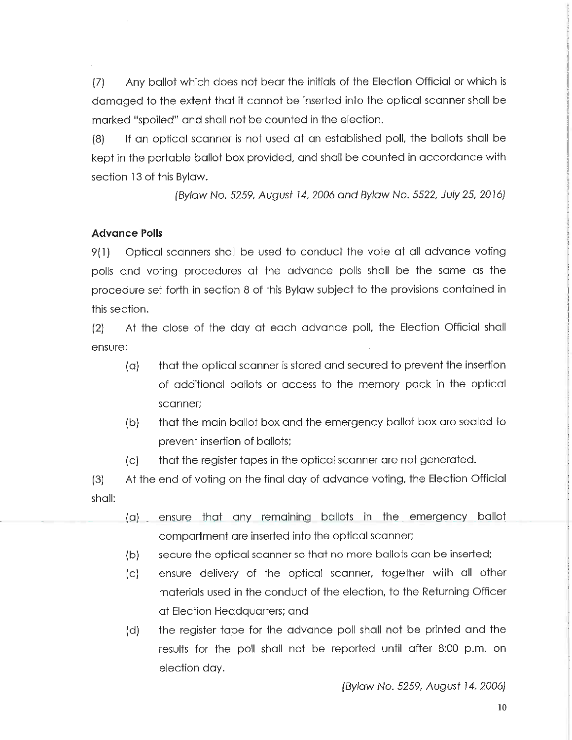(7) Any ballot which does not bear the initials of the Election Official or which is damaged to the extent that it cannot be inserted into the optical scanner shall be marked "spoiled" and shall not be counted in the election.

(8) If an optical scanner is not used at an established poll, the ballots shall be kept in the portable ballot box provided, and shall be counted in accordance with section 13 of this Bylaw.

*(Bylaw No. 5259, August 14, 2006 and Bylaw No. 5522, July 25, 2016)*

**Advance Polls**

9(1) Optical scanners shall be used to conduct the vote at all advance voting polls and voting procedures at the advance polls shall be the same as the procedure set forth in section 8 of this Bylaw subject to the provisions contained in this section.

(2) At the close of the day at each advance poll, the Election Official shall ensure:

- (a) that the optical scanner is stored and secured to prevent the insertion of additional ballots or access to the memory pack in the optical scanner;
- (b) that the main ballot box and the emergency ballot box are sealed to prevent insertion of ballots;
- (c) that the register tapes in the optical scanner are not generated.

(3) At the end of voting on the final day of advance voting, the Election Official shall:

- (a) ensure that any remaining ballots in the emergency ballot compartment are inserted into the optical scanner;
- (b) secure the optical scanner so that no more ballots can be inserted;
- (c) ensure delivery of the optical scanner, together with all other materials used in the conduct of the election, to the Returning Officer at Election Headquarters; and
- (d) the register tape for the advance poll shall not be printed and the results for the poll shall not be reported until after 8:00 p.m. on election day.

*(Bylaw No. 5259, August 14, 2006)*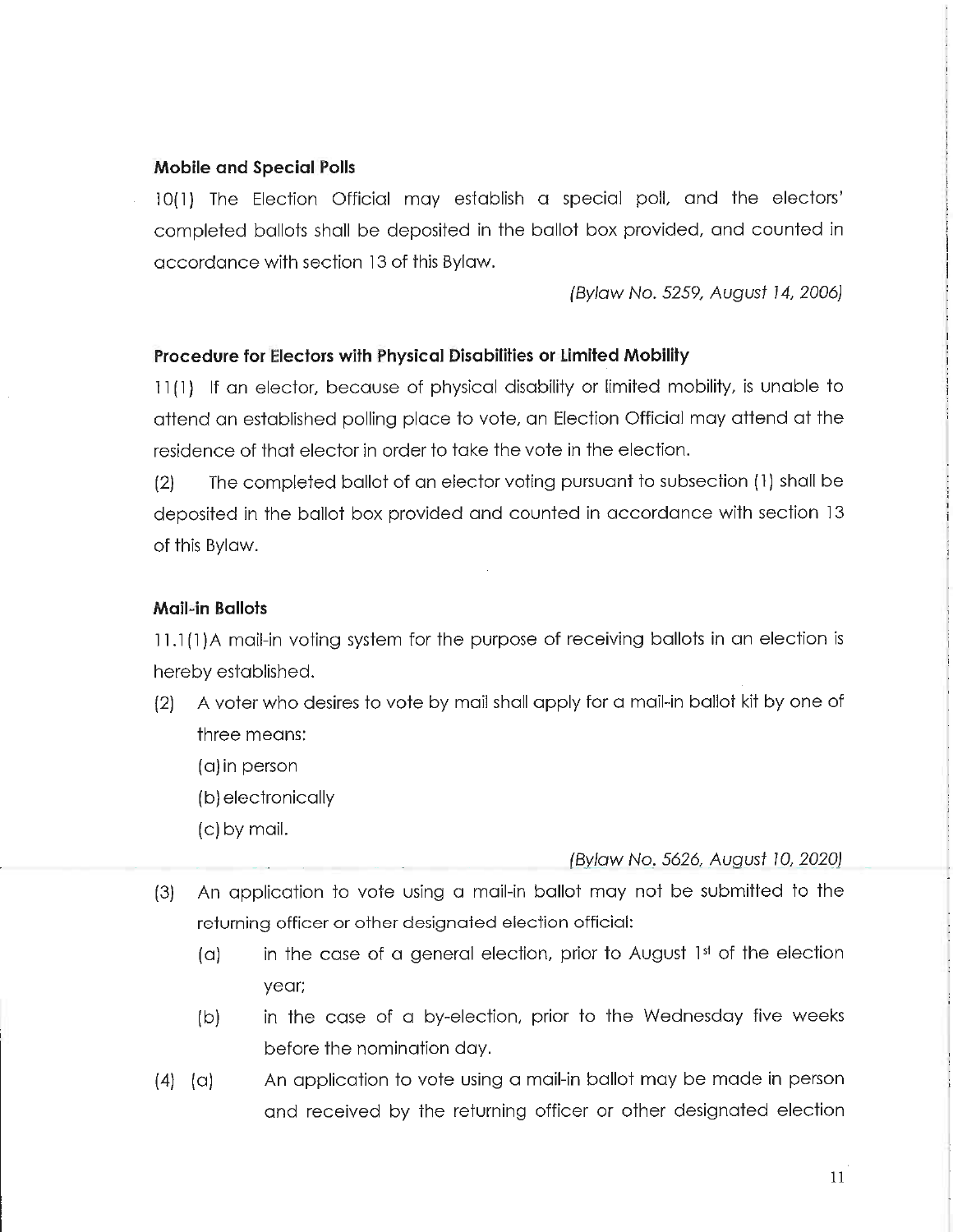**Mobile and Special Polls**

10(1) The Election Official may establish a special poll, and the electors' completed ballots shall be deposited in the ballot box provided, and counted in accordance with section 13 of this Bylaw.

*(Bylaw No. 5259, August 14, 2006)*

**Procedure for Electors with Physical Disabilities or Limited Mobility**

11(1) If an elector, because of physical disability or limited mobility, is unable to attend an established polling place to vote, an Election Official may attend at the residence of that elector in order to take the vote in the election.

(2) The completed ballot of an elector voting pursuant to subsection (1) shall be deposited in the ballot box provided and counted in accordance with section 13 of this Bylaw.

**Mail-in Ballots**

11.1(1)A mail-in voting system for the purpose of receiving ballots in an election is hereby established.

(2) A voter who desires to vote by mail shall apply for a mail-in ballot kit by one of three means:

(a) in person

(b) electronically

(c) by mail.

*(Bylaw No. 5626, August 10, 2020)*

(3) An application to vote using a mail-in ballot may not be submitted to the returning officer or other designated election official:

(a) in the case of a general election, prior to August 1st of the election year;

(b) in the case of a by-election, prior to the Wednesday five weeks before the nomination day.

(4) (a) An application to vote using a mail-in ballot may be made in person and received by the returning officer or other designated election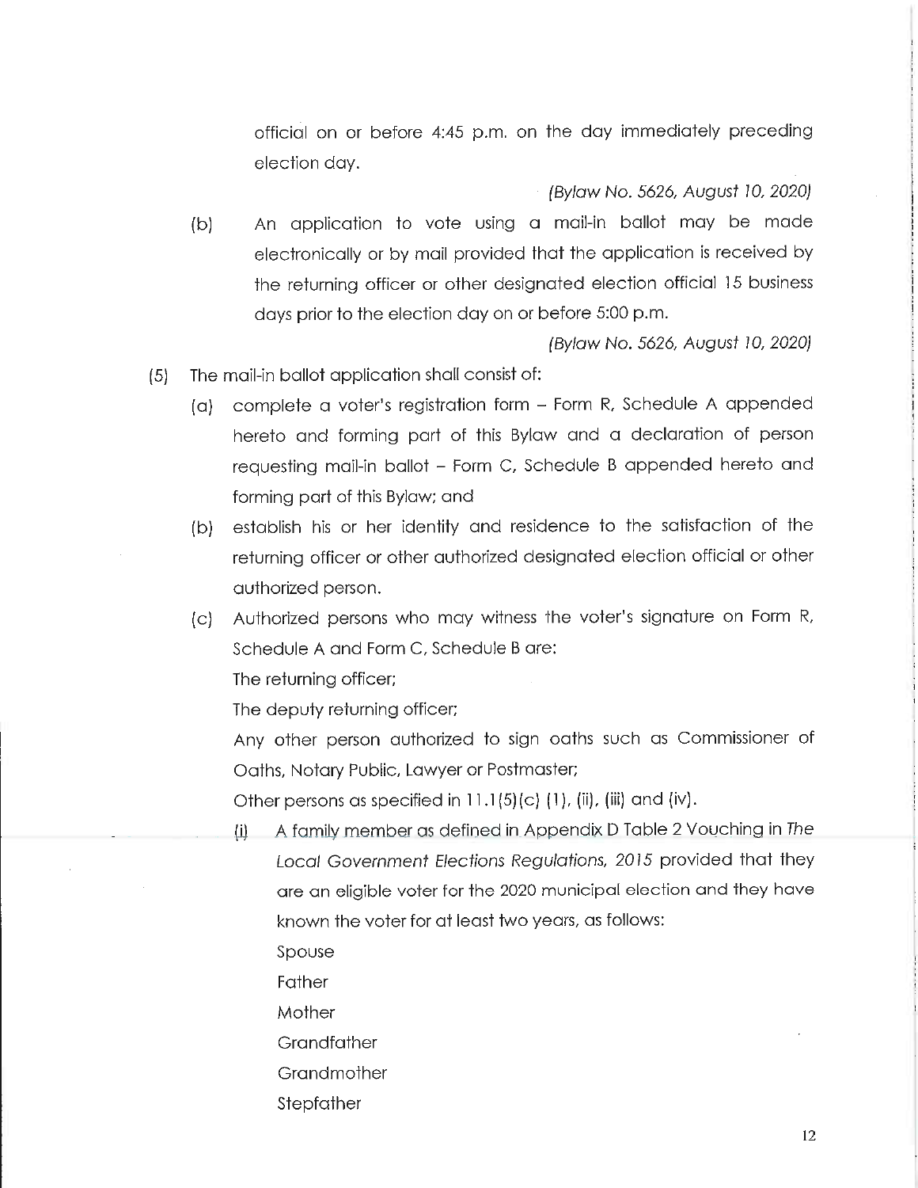official on or before 4:45 p.m. on the day immediately preceding election day.

*(Bylaw No. 5626, August 10, 2020)*

(b) An application to vote using a mail-in ballot may be made electronically or by mail provided that the application is received by the returning officer or other designated election official 15 business days prior to the election day on or before 5:00 p.m.

*(Bylaw No. 5626, August 10, 2020)*

(5) The mail-in ballot application shall consist of:

(a) complete a voter's registration form – Form R, Schedule A appended hereto and forming part of this Bylaw and a declaration of person requesting mail-in ballot – Form C, Schedule B appended hereto and forming part of this Bylaw; and

(b) establish his or her identity and residence to the satisfaction of the returning officer or other authorized designated election official or other authorized person.

(c) Authorized persons who may witness the voter's signature on Form R, Schedule A and Form C, Schedule B are:

The returning officer;

The deputy returning officer;

Any other person authorized to sign oaths such as Commissioner of Oaths, Notary Public, Lawyer or Postmaster;

Other persons as specified in 11.1(5)(c) (1), (ii), (iii) and (iv).

(i) A family member as defined in Appendix D Table 2 Vouching in *The Local Government Elections Regulations, 2015* provided that they are an eligible voter for the 2020 municipal election and they have known the voter for at least two years, as follows:

Spouse

Father

Mother

Grandfather

Grandmother

Stepfather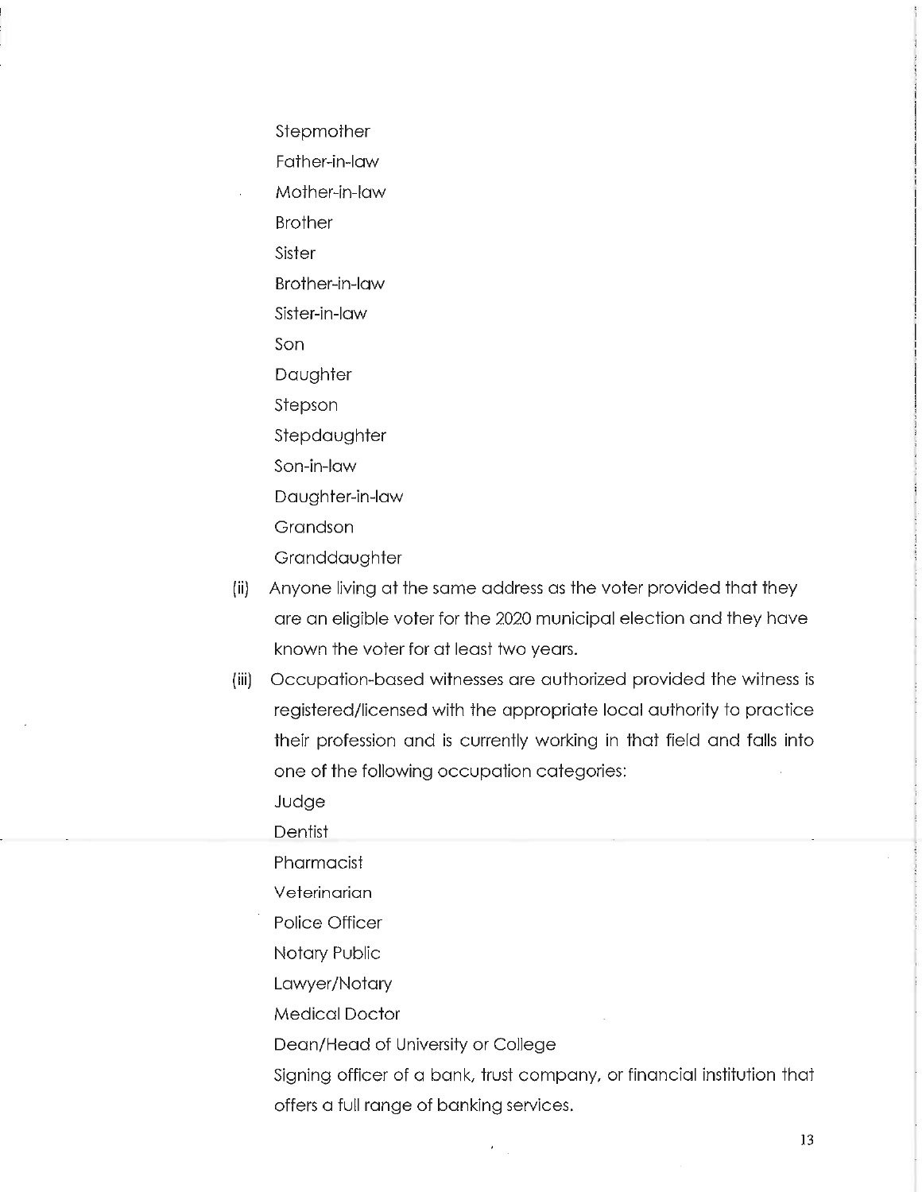Stepmother

Father-in-law

Mother-in-law

Brother

Sister

Brother-in-law

Sister-in-law

Son

Daughter

Stepson

Stepdaughter

Son-in-law

Daughter-in-law

Grandson

Granddaughter

(ii) Anyone living at the same address as the voter provided that they are an eligible voter for the 2020 municipal election and they have known the voter for at least two years.

(iii) Occupation-based witnesses are authorized provided the witness is registered/licensed with the appropriate local authority to practice their profession and is currently working in that field and falls into one of the following occupation categories:

Judge

Dentist

Pharmacist

Veterinarian

Police Officer

Notary Public

Lawyer/Notary

Medical Doctor

Dean/Head of University or College

Signing officer of a bank, trust company, or financial institution that offers a full range of banking services.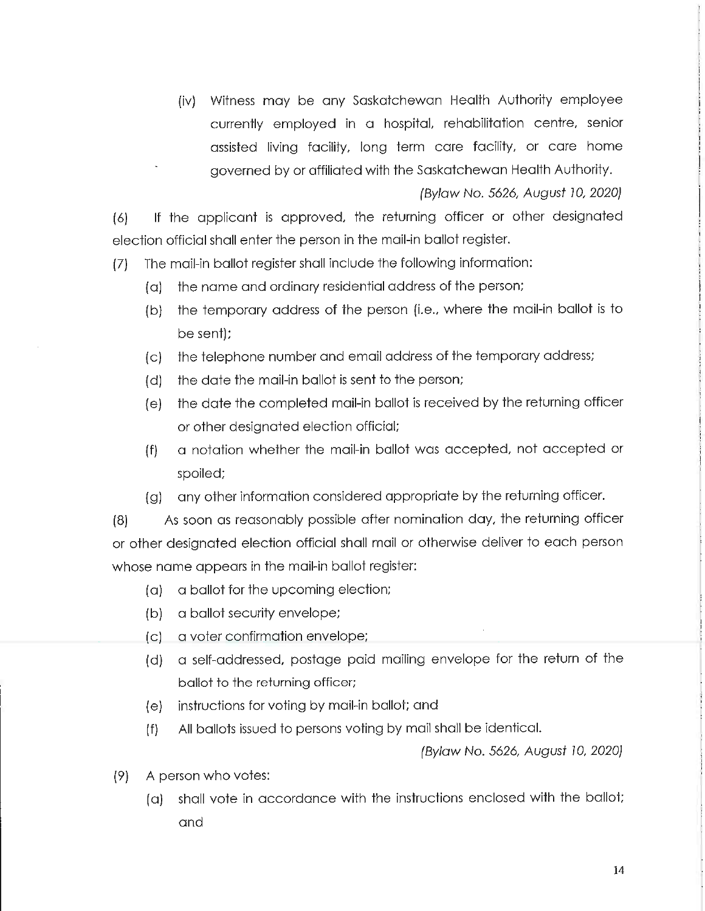(iv) Witness may be any Saskatchewan Health Authority employee currently employed in a hospital, rehabilitation centre, senior assisted living facility, long term care facility, or care home governed by or affiliated with the Saskatchewan Health Authority.

*(Bylaw No. 5626, August 10, 2020)*

(6) If the applicant is approved, the returning officer or other designated election official shall enter the person in the mail-in ballot register.

(7) The mail-in ballot register shall include the following information:

(a) the name and ordinary residential address of the person;

(b) the temporary address of the person (i.e., where the mail-in ballot is to be sent);

(c) the telephone number and email address of the temporary address;

(d) the date the mail-in ballot is sent to the person;

(e) the date the completed mail-in ballot is received by the returning officer or other designated election official;

(f) a notation whether the mail-in ballot was accepted, not accepted or spoiled;

(g) any other information considered appropriate by the returning officer.

(8) As soon as reasonably possible after nomination day, the returning officer or other designated election official shall mail or otherwise deliver to each person whose name appears in the mail-in ballot register:

(a) a ballot for the upcoming election;

(b) a ballot security envelope;

(c) a voter confirmation envelope;

(d) a self-addressed, postage paid mailing envelope for the return of the ballot to the returning officer;

(e) instructions for voting by mail-in ballot; and

(f) All ballots issued to persons voting by mail shall be identical.

*(Bylaw No. 5626, August 10, 2020)*

(9) A person who votes:

(a) shall vote in accordance with the instructions enclosed with the ballot; and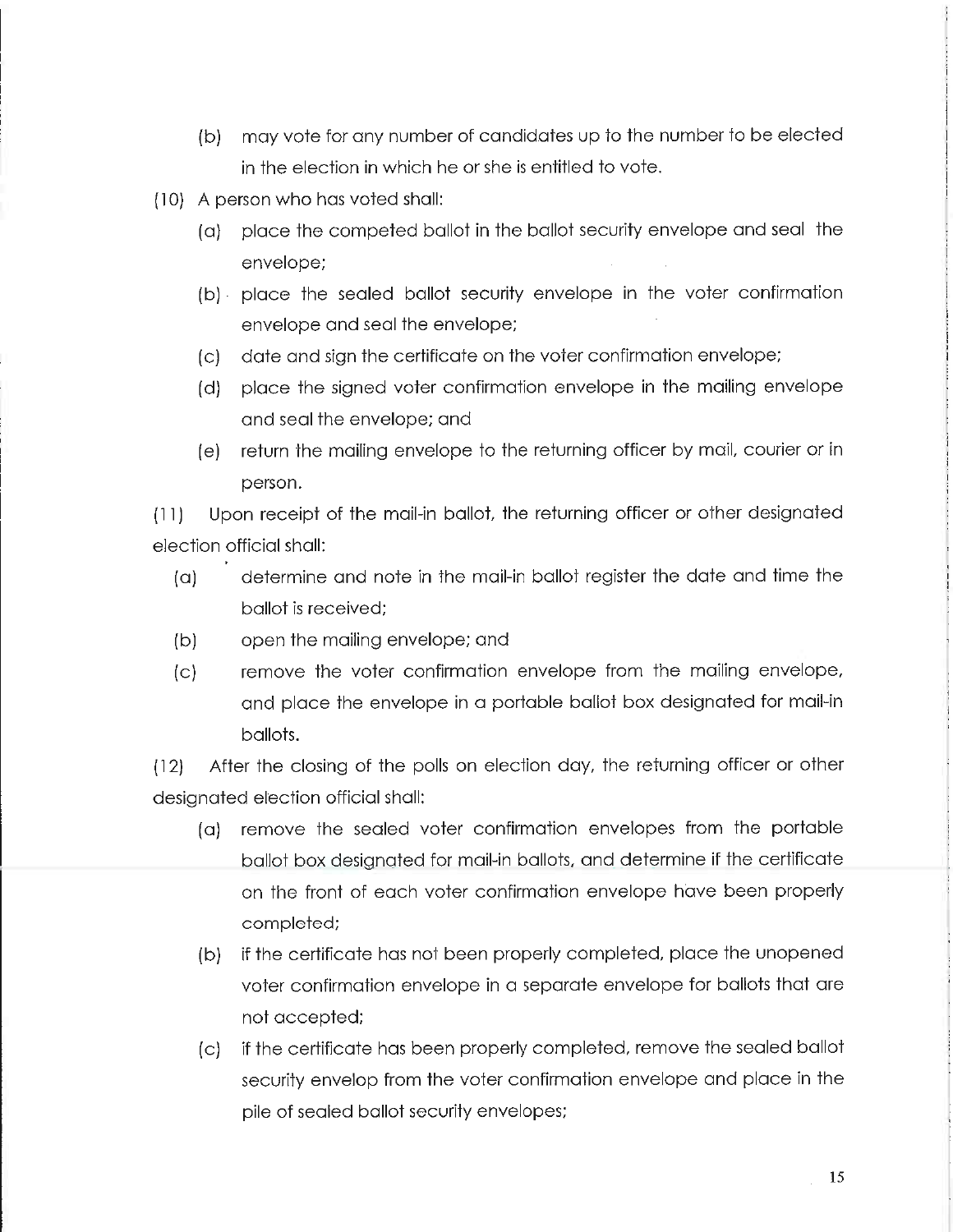(b) may vote for any number of candidates up to the number to be elected in the election in which he or she is entitled to vote.

(10) A person who has voted shall:

(a) place the competed ballot in the ballot security envelope and seal the envelope;

(b) place the sealed ballot security envelope in the voter confirmation envelope and seal the envelope;

(c) date and sign the certificate on the voter confirmation envelope;

(d) place the signed voter confirmation envelope in the mailing envelope and seal the envelope; and

(e) return the mailing envelope to the returning officer by mail, courier or in person.

(11) Upon receipt of the mail-in ballot, the returning officer or other designated election official shall:

(a) determine and note in the mail-in ballot register the date and time the ballot is received;

(b) open the mailing envelope; and

(c) remove the voter confirmation envelope from the mailing envelope, and place the envelope in a portable ballot box designated for mail-in ballots.

(12) After the closing of the polls on election day, the returning officer or other designated election official shall:

(a) remove the sealed voter confirmation envelopes from the portable ballot box designated for mail-in ballots, and determine if the certificate on the front of each voter confirmation envelope have been properly completed;

(b) if the certificate has not been properly completed, place the unopened voter confirmation envelope in a separate envelope for ballots that are not accepted;

(c) if the certificate has been properly completed, remove the sealed ballot security envelop from the voter confirmation envelope and place in the pile of sealed ballot security envelopes;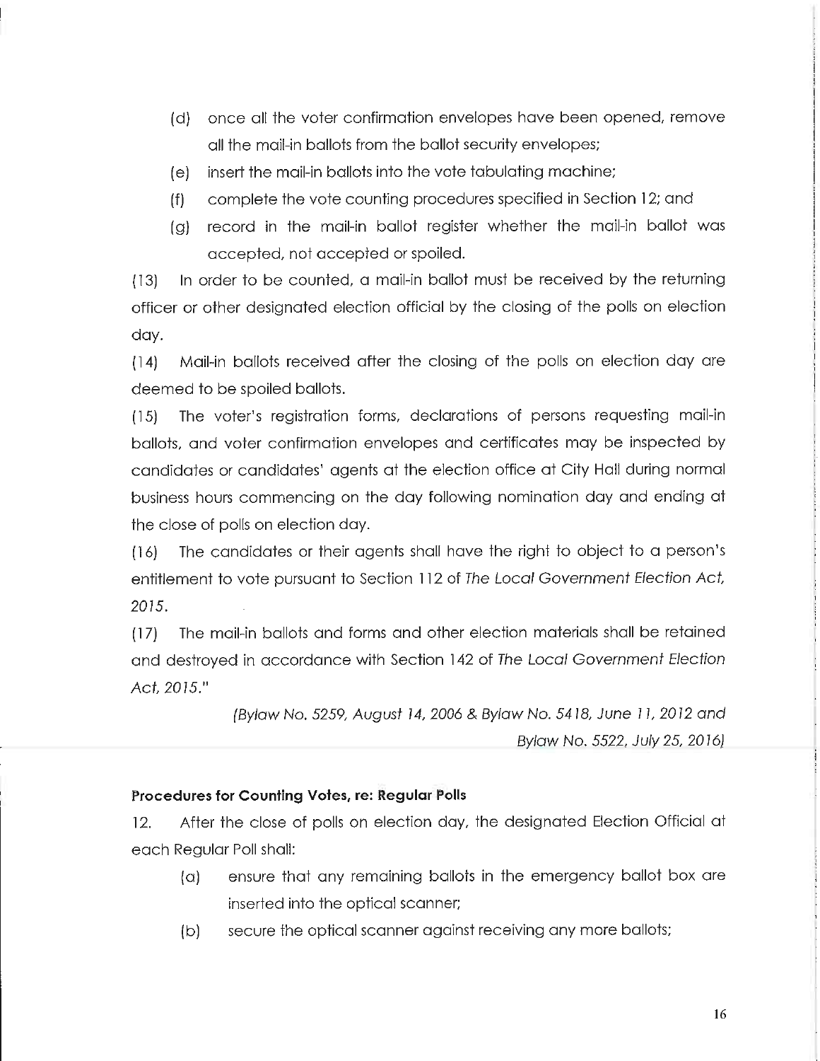(d) once all the voter confirmation envelopes have been opened, remove all the mail-in ballots from the ballot security envelopes;

(e) insert the mail-in ballots into the vote tabulating machine;

(f) complete the vote counting procedures specified in Section 12; and

(g) record in the mail-in ballot register whether the mail-in ballot was accepted, not accepted or spoiled.

(13) In order to be counted, a mail-in ballot must be received by the returning officer or other designated election official by the closing of the polls on election day.

(14) Mail-in ballots received after the closing of the polls on election day are deemed to be spoiled ballots.

(15) The voter's registration forms, declarations of persons requesting mail-in ballots, and voter confirmation envelopes and certificates may be inspected by candidates or candidates' agents at the election office at City Hall during normal business hours commencing on the day following nomination day and ending at the close of polls on election day.

(16) The candidates or their agents shall have the right to object to a person's entitlement to vote pursuant to Section 112 of *The Local Government Election Act, 2015*.

(17) The mail-in ballots and forms and other election materials shall be retained and destroyed in accordance with Section 142 of *The Local Government Election Act, 2015*."

*(Bylaw No. 5259, August 14, 2006 & Bylaw No. 5418, June 11, 2012 and Bylaw No. 5522, July 25, 2016)*

**Procedures for Counting Votes, re: Regular Polls**

12. After the close of polls on election day, the designated Election Official at each Regular Poll shall:

(a) ensure that any remaining ballots in the emergency ballot box are inserted into the optical scanner;

(b) secure the optical scanner against receiving any more ballots;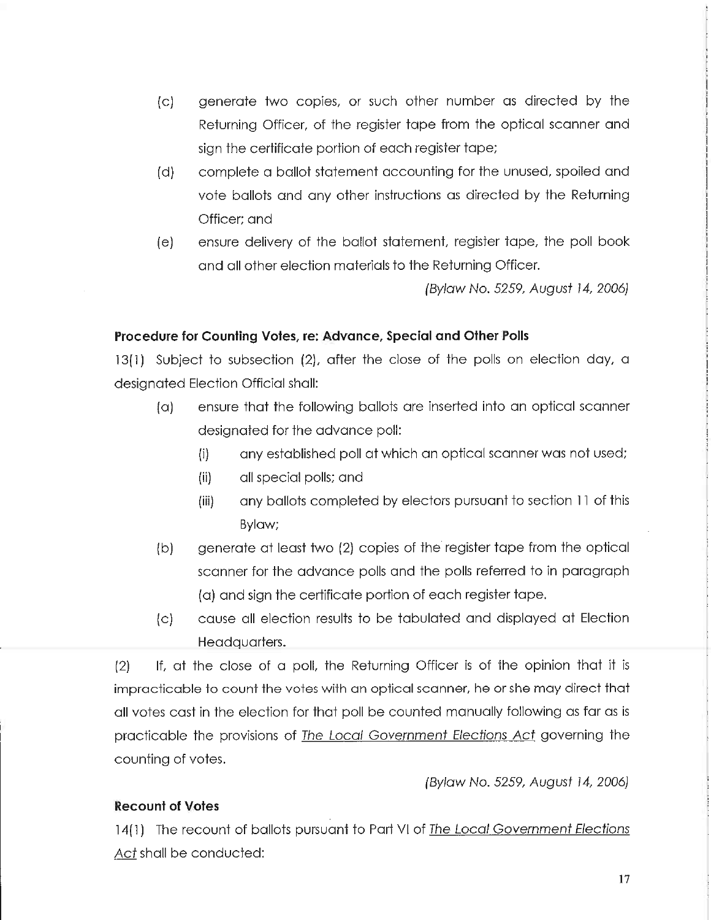(c) generate two copies, or such other number as directed by the Returning Officer, of the register tape from the optical scanner and sign the certificate portion of each register tape;

(d) complete a ballot statement accounting for the unused, spoiled and vote ballots and any other instructions as directed by the Returning Officer; and

(e) ensure delivery of the ballot statement, register tape, the poll book and all other election materials to the Returning Officer.

*(Bylaw No. 5259, August 14, 2006)*

**Procedure for Counting Votes, re: Advance, Special and Other Polls**

13(1) Subject to subsection (2), after the close of the polls on election day, a designated Election Official shall:

(a) ensure that the following ballots are inserted into an optical scanner designated for the advance poll:

  (i) any established poll at which an optical scanner was not used;

  (ii) all special polls; and

  (iii) any ballots completed by electors pursuant to section 11 of this Bylaw;

(b) generate at least two (2) copies of the register tape from the optical scanner for the advance polls and the polls referred to in paragraph (a) and sign the certificate portion of each register tape.

(c) cause all election results to be tabulated and displayed at Election Headquarters.

(2) If, at the close of a poll, the Returning Officer is of the opinion that it is impracticable to count the votes with an optical scanner, he or she may direct that all votes cast in the election for that poll be counted manually following as far as is practicable the provisions of The Local Government Elections Act governing the counting of votes.

*(Bylaw No. 5259, August 14, 2006)*

**Recount of Votes**

14(1) The recount of ballots pursuant to Part VI of The Local Government Elections Act shall be conducted: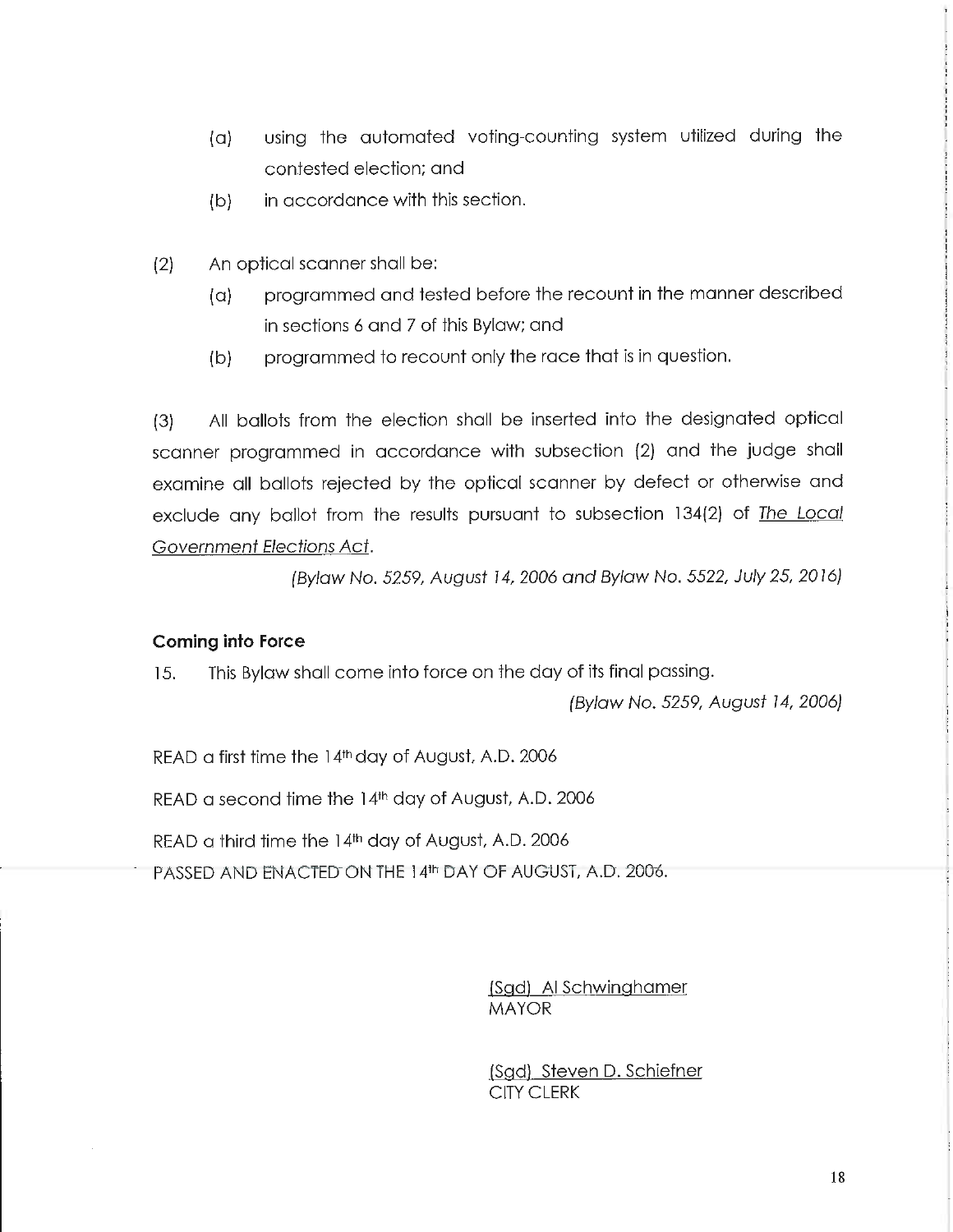(a) using the automated voting-counting system utilized during the contested election; and

(b) in accordance with this section.

(2) An optical scanner shall be:

(a) programmed and tested before the recount in the manner described in sections 6 and 7 of this Bylaw; and

(b) programmed to recount only the race that is in question.

(3) All ballots from the election shall be inserted into the designated optical scanner programmed in accordance with subsection (2) and the judge shall examine all ballots rejected by the optical scanner by defect or otherwise and exclude any ballot from the results pursuant to subsection 134(2) of The Local Government Elections Act.

*(Bylaw No. 5259, August 14, 2006 and Bylaw No. 5522, July 25, 2016)*

**Coming into Force**

15. This Bylaw shall come into force on the day of its final passing.

*(Bylaw No. 5259, August 14, 2006)*

READ a first time the 14th day of August, A.D. 2006

READ a second time the 14th day of August, A.D. 2006

READ a third time the 14th day of August, A.D. 2006

PASSED AND ENACTED ON THE 14th DAY OF AUGUST, A.D. 2006.

(Sgd) Al Schwinghamer
MAYOR

(Sgd) Steven D. Schiefner
CITY CLERK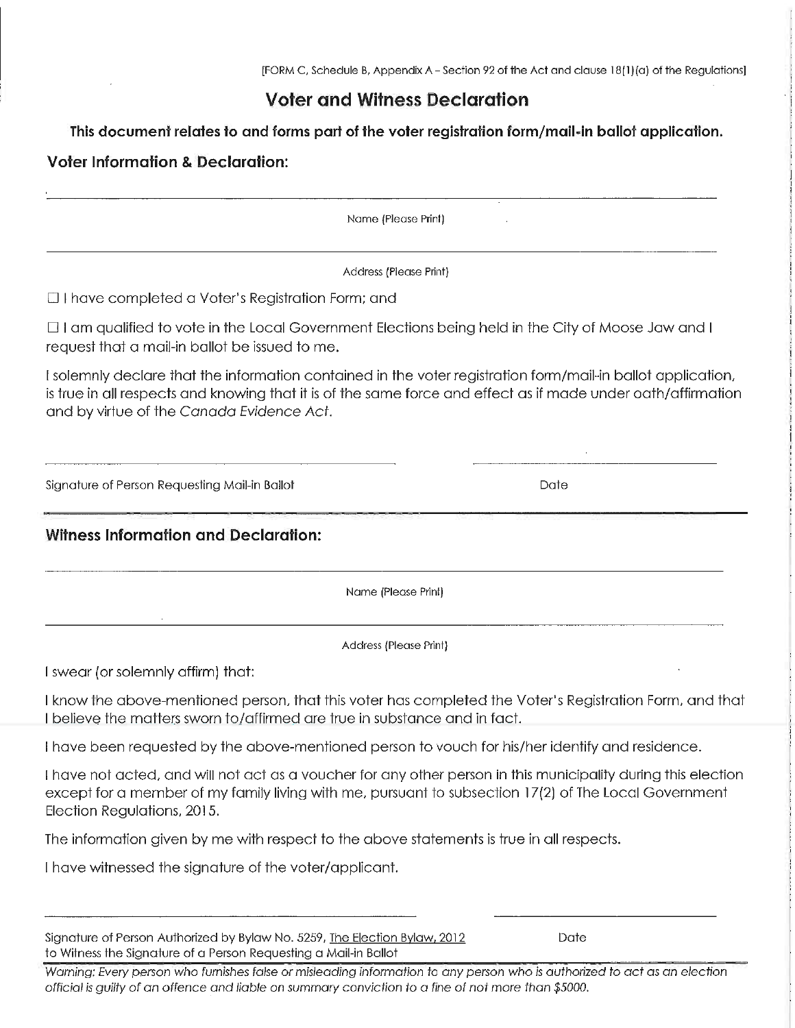[FORM C, Schedule B, Appendix A – Section 92 of the Act and clause 18(1)(a) of the Regulations]

# Voter and Witness Declaration

**This document relates to and forms part of the voter registration form/mail-in ballot application.**

## Voter Information & Declaration:

______________________________________________________________

Name (Please Print)

______________________________________________________________

Address (Please Print)

☐ I have completed a Voter's Registration Form; and

☐ I am qualified to vote in the Local Government Elections being held in the City of Moose Jaw and I request that a mail-in ballot be issued to me.

I solemnly declare that the information contained in the voter registration form/mail-in ballot application, is true in all respects and knowing that it is of the same force and effect as if made under oath/affirmation and by virtue of the *Canada Evidence Act*.

______________________________ ______________________

Signature of Person Requesting Mail-in Ballot Date

## Witness Information and Declaration:

______________________________________________________________

Name (Please Print)

______________________________________________________________

Address (Please Print)

I swear (or solemnly affirm) that:

I know the above-mentioned person, that this voter has completed the Voter's Registration Form, and that I believe the matters sworn to/affirmed are true in substance and in fact.

I have been requested by the above-mentioned person to vouch for his/her identify and residence.

I have not acted, and will not act as a voucher for any other person in this municipality during this election except for a member of my family living with me, pursuant to subsection 17(2) of The Local Government Election Regulations, 2015.

The information given by me with respect to the above statements is true in all respects.

I have witnessed the signature of the voter/applicant.

______________________________ ______________________

Signature of Person Authorized by Bylaw No. 5259, The Election Bylaw, 2012 to Witness the Signature of a Person Requesting a Mail-in Ballot Date

*Warning: Every person who furnishes false or misleading information to any person who is authorized to act as an election official is guilty of an offence and liable on summary conviction to a fine of not more than $5000.*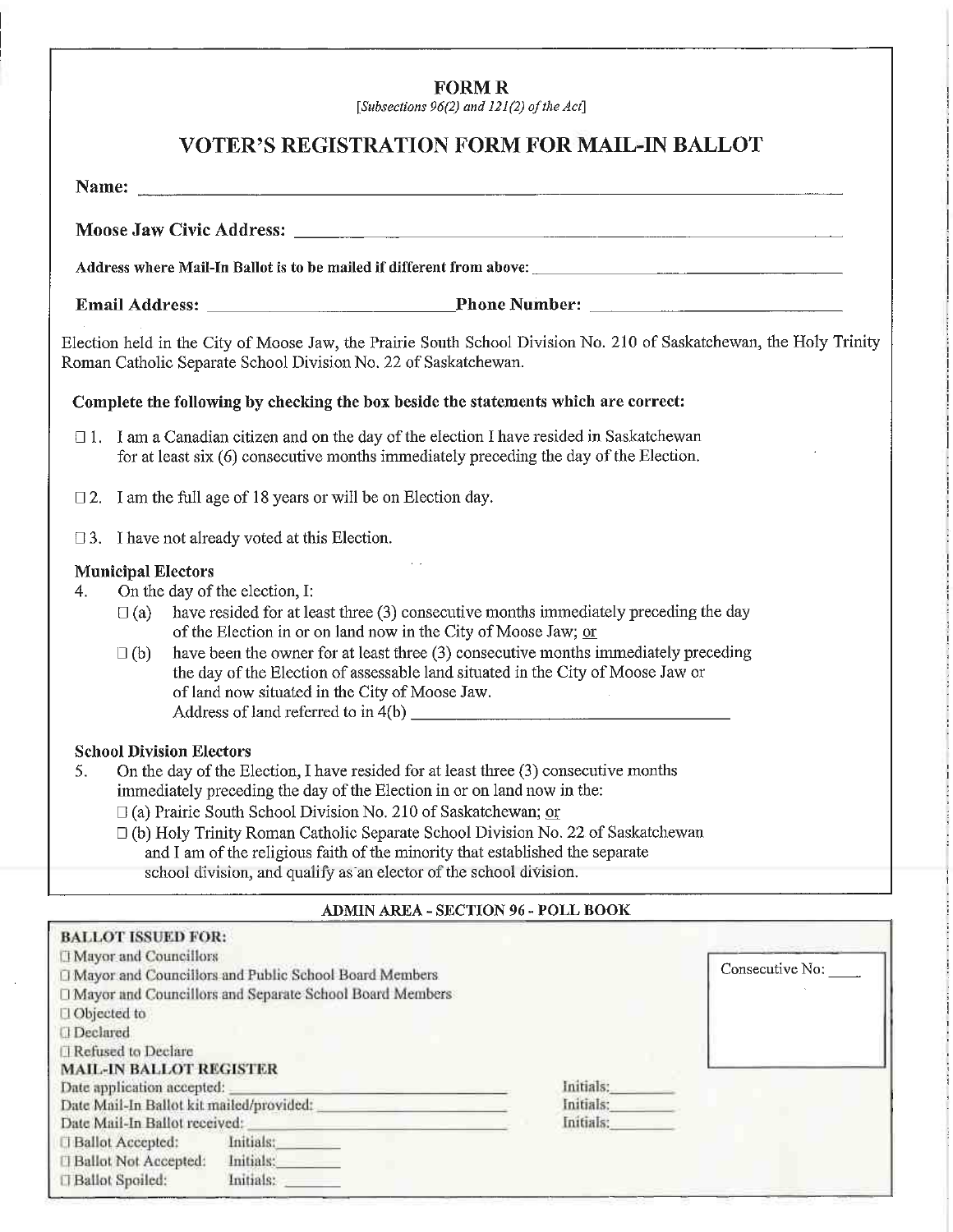# FORM R

*[Subsections 96(2) and 121(2) of the Act]*

## VOTER'S REGISTRATION FORM FOR MAIL-IN BALLOT

**Name:** ______________________________

**Moose Jaw Civic Address:** ______________________________

**Address where Mail-In Ballot is to be mailed if different from above:** ______________________________

**Email Address:** ______________________________ **Phone Number:** ______________________________

Election held in the City of Moose Jaw, the Prairie South School Division No. 210 of Saskatchewan, the Holy Trinity Roman Catholic Separate School Division No. 22 of Saskatchewan.

**Complete the following by checking the box beside the statements which are correct:**

☐ 1. I am a Canadian citizen and on the day of the election I have resided in Saskatchewan for at least six (6) consecutive months immediately preceding the day of the Election.

☐ 2. I am the full age of 18 years or will be on Election day.

☐ 3. I have not already voted at this Election.

**Municipal Electors**

4. On the day of the election, I:
   - ☐ (a) have resided for at least three (3) consecutive months immediately preceding the day of the Election in or on land now in the City of Moose Jaw; or
   - ☐ (b) have been the owner for at least three (3) consecutive months immediately preceding the day of the Election of assessable land situated in the City of Moose Jaw or of land now situated in the City of Moose Jaw.
     Address of land referred to in 4(b) ______________________________

**School Division Electors**

5. On the day of the Election, I have resided for at least three (3) consecutive months immediately preceding the day of the Election in or on land now in the:
   - ☐ (a) Prairie South School Division No. 210 of Saskatchewan; or
   - ☐ (b) Holy Trinity Roman Catholic Separate School Division No. 22 of Saskatchewan and I am of the religious faith of the minority that established the separate school division, and qualify as an elector of the school division.

**ADMIN AREA - SECTION 96 - POLL BOOK**

**BALLOT ISSUED FOR:**

☐ Mayor and Councillors
☐ Mayor and Councillors and Public School Board Members
☐ Mayor and Councillors and Separate School Board Members
☐ Objected to
☐ Declared
☐ Refused to Declare

Consecutive No: ____

**MAIL-IN BALLOT REGISTER**

Date application accepted: ______________________ Initials: ________
Date Mail-In Ballot kit mailed/provided: ______________________ Initials: ________
Date Mail-In Ballot received: ______________________ Initials: ________

☐ Ballot Accepted: Initials: ________
☐ Ballot Not Accepted: Initials: ________
☐ Ballot Spoiled: Initials: ________